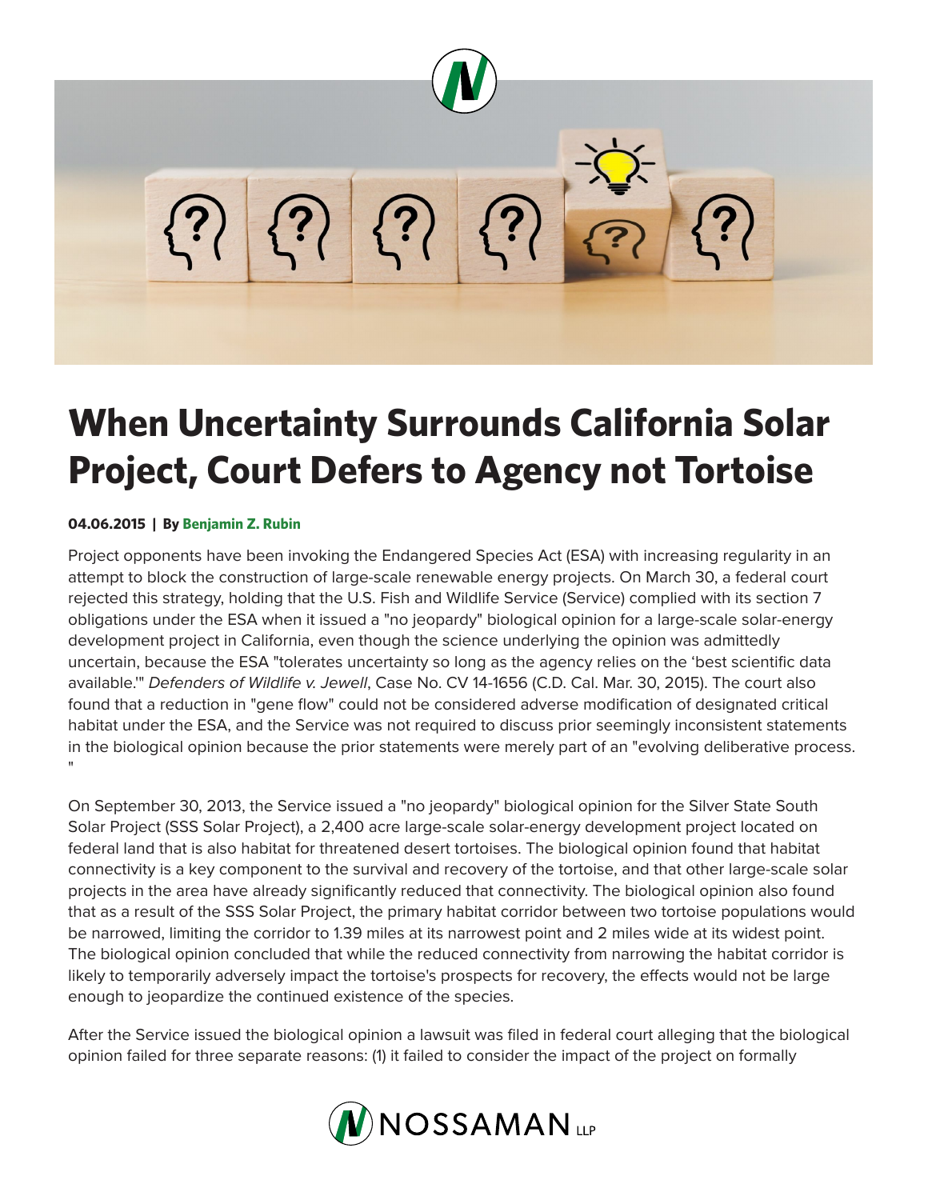# When Uncertainty Surrounds California Solar Project, Court Defers to Agency not Tortoise

**04.06.2015 | By Benjamin Z. Rubin**

Project opponents have been invoking the Endangered Species Act (ESA) with increasing regularity in an attempt to block the construction of large-scale renewable energy projects. On March 30, a federal court rejected this strategy, holding that the U.S. Fish and Wildlife Service (Service) complied with its section 7 obligations under the ESA when it issued a "no jeopardy" biological opinion for a large-scale solar-energy development project in California, even though the science underlying the opinion was admittedly uncertain, because the ESA "tolerates uncertainty so long as the agency relies on the 'best scientific data available.'" *Defenders of Wildlife v. Jewell*, Case No. CV 14-1656 (C.D. Cal. Mar. 30, 2015). The court also found that a reduction in "gene flow" could not be considered adverse modification of designated critical habitat under the ESA, and the Service was not required to discuss prior seemingly inconsistent statements in the biological opinion because the prior statements were merely part of an "evolving deliberative process."

On September 30, 2013, the Service issued a "no jeopardy" biological opinion for the Silver State South Solar Project (SSS Solar Project), a 2,400 acre large-scale solar-energy development project located on federal land that is also habitat for threatened desert tortoises. The biological opinion found that habitat connectivity is a key component to the survival and recovery of the tortoise, and that other large-scale solar projects in the area have already significantly reduced that connectivity. The biological opinion also found that as a result of the SSS Solar Project, the primary habitat corridor between two tortoise populations would be narrowed, limiting the corridor to 1.39 miles at its narrowest point and 2 miles wide at its widest point. The biological opinion concluded that while the reduced connectivity from narrowing the habitat corridor is likely to temporarily adversely impact the tortoise's prospects for recovery, the effects would not be large enough to jeopardize the continued existence of the species.

After the Service issued the biological opinion a lawsuit was filed in federal court alleging that the biological opinion failed for three separate reasons: (1) it failed to consider the impact of the project on formally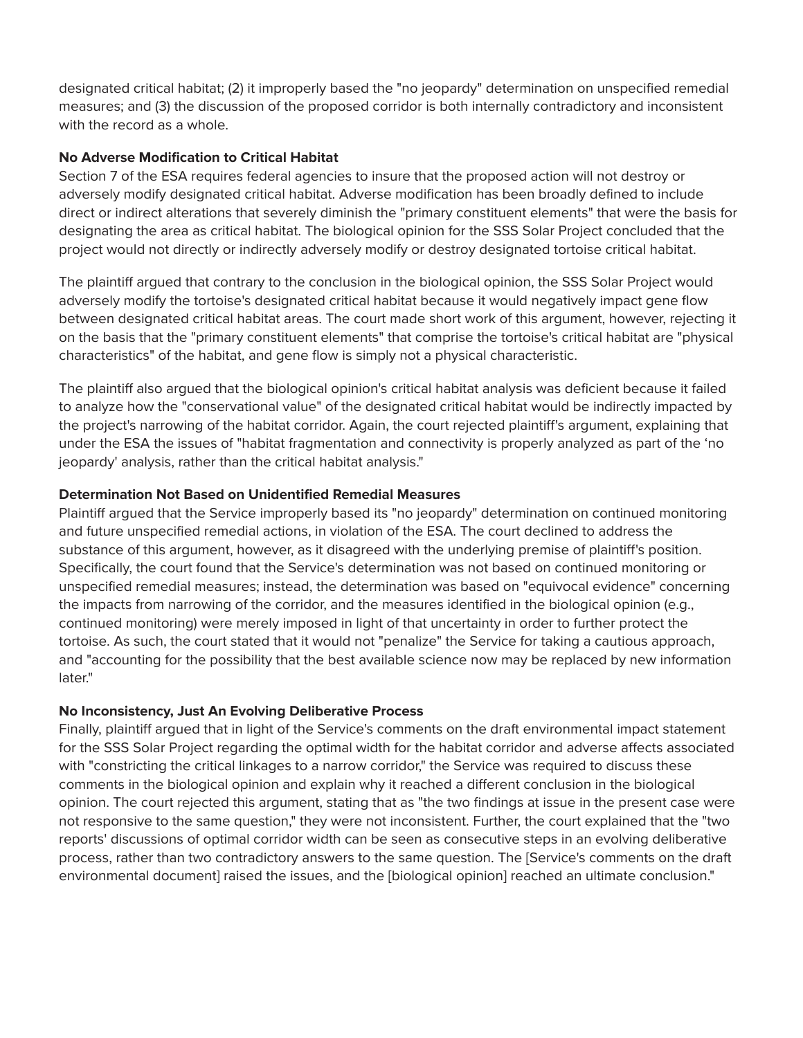designated critical habitat; (2) it improperly based the "no jeopardy" determination on unspecified remedial measures; and (3) the discussion of the proposed corridor is both internally contradictory and inconsistent with the record as a whole.

**No Adverse Modification to Critical Habitat**

Section 7 of the ESA requires federal agencies to insure that the proposed action will not destroy or adversely modify designated critical habitat. Adverse modification has been broadly defined to include direct or indirect alterations that severely diminish the "primary constituent elements" that were the basis for designating the area as critical habitat. The biological opinion for the SSS Solar Project concluded that the project would not directly or indirectly adversely modify or destroy designated tortoise critical habitat.

The plaintiff argued that contrary to the conclusion in the biological opinion, the SSS Solar Project would adversely modify the tortoise's designated critical habitat because it would negatively impact gene flow between designated critical habitat areas. The court made short work of this argument, however, rejecting it on the basis that the "primary constituent elements" that comprise the tortoise's critical habitat are "physical characteristics" of the habitat, and gene flow is simply not a physical characteristic.

The plaintiff also argued that the biological opinion's critical habitat analysis was deficient because it failed to analyze how the "conservational value" of the designated critical habitat would be indirectly impacted by the project's narrowing of the habitat corridor. Again, the court rejected plaintiff's argument, explaining that under the ESA the issues of "habitat fragmentation and connectivity is properly analyzed as part of the 'no jeopardy' analysis, rather than the critical habitat analysis."

**Determination Not Based on Unidentified Remedial Measures**

Plaintiff argued that the Service improperly based its "no jeopardy" determination on continued monitoring and future unspecified remedial actions, in violation of the ESA. The court declined to address the substance of this argument, however, as it disagreed with the underlying premise of plaintiff's position. Specifically, the court found that the Service's determination was not based on continued monitoring or unspecified remedial measures; instead, the determination was based on "equivocal evidence" concerning the impacts from narrowing of the corridor, and the measures identified in the biological opinion (e.g., continued monitoring) were merely imposed in light of that uncertainty in order to further protect the tortoise. As such, the court stated that it would not "penalize" the Service for taking a cautious approach, and "accounting for the possibility that the best available science now may be replaced by new information later."

**No Inconsistency, Just An Evolving Deliberative Process**

Finally, plaintiff argued that in light of the Service's comments on the draft environmental impact statement for the SSS Solar Project regarding the optimal width for the habitat corridor and adverse affects associated with "constricting the critical linkages to a narrow corridor," the Service was required to discuss these comments in the biological opinion and explain why it reached a different conclusion in the biological opinion. The court rejected this argument, stating that as "the two findings at issue in the present case were not responsive to the same question," they were not inconsistent. Further, the court explained that the "two reports' discussions of optimal corridor width can be seen as consecutive steps in an evolving deliberative process, rather than two contradictory answers to the same question. The [Service's comments on the draft environmental document] raised the issues, and the [biological opinion] reached an ultimate conclusion."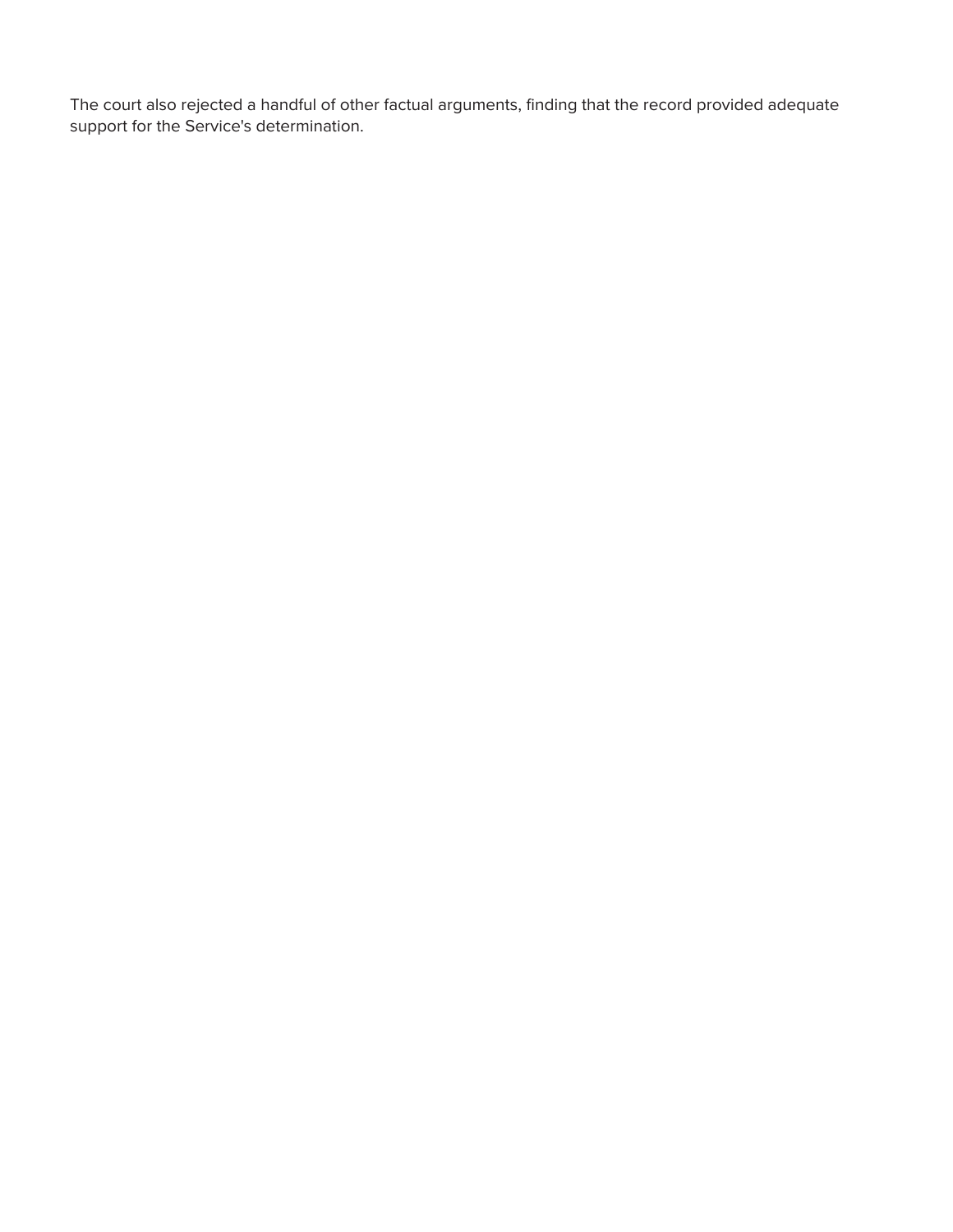The court also rejected a handful of other factual arguments, finding that the record provided adequate support for the Service's determination.